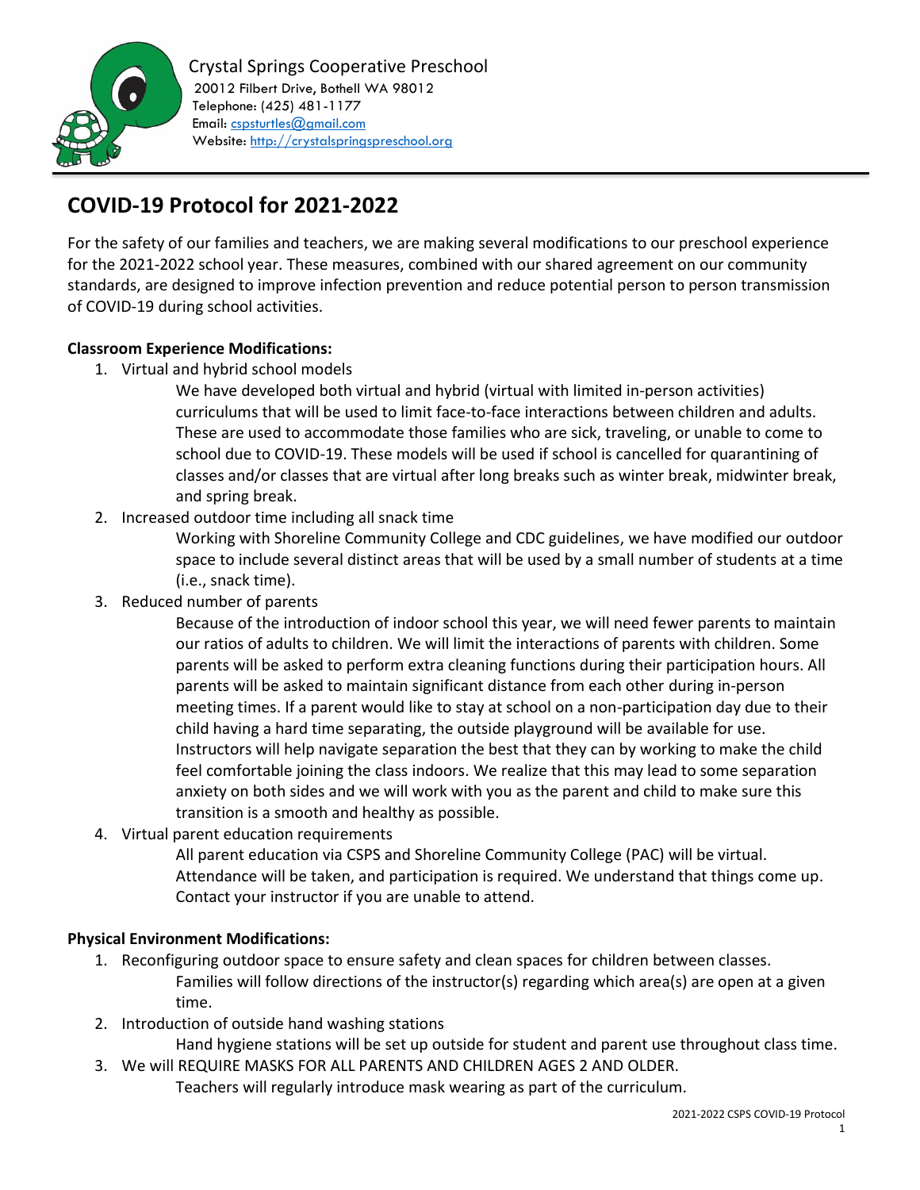Crystal Springs Cooperative Preschool
20012 Filbert Drive, Bothell WA 98012
Telephone: (425) 481-1177
Email: cspsturtles@gmail.com
Website: http://crystalspringspreschool.org

# COVID-19 Protocol for 2021-2022

For the safety of our families and teachers, we are making several modifications to our preschool experience for the 2021-2022 school year. These measures, combined with our shared agreement on our community standards, are designed to improve infection prevention and reduce potential person to person transmission of COVID-19 during school activities.

**Classroom Experience Modifications:**

1. Virtual and hybrid school models

   We have developed both virtual and hybrid (virtual with limited in-person activities) curriculums that will be used to limit face-to-face interactions between children and adults. These are used to accommodate those families who are sick, traveling, or unable to come to school due to COVID-19. These models will be used if school is cancelled for quarantining of classes and/or classes that are virtual after long breaks such as winter break, midwinter break, and spring break.

2. Increased outdoor time including all snack time

   Working with Shoreline Community College and CDC guidelines, we have modified our outdoor space to include several distinct areas that will be used by a small number of students at a time (i.e., snack time).

3. Reduced number of parents

   Because of the introduction of indoor school this year, we will need fewer parents to maintain our ratios of adults to children. We will limit the interactions of parents with children. Some parents will be asked to perform extra cleaning functions during their participation hours. All parents will be asked to maintain significant distance from each other during in-person meeting times. If a parent would like to stay at school on a non-participation day due to their child having a hard time separating, the outside playground will be available for use. Instructors will help navigate separation the best that they can by working to make the child feel comfortable joining the class indoors. We realize that this may lead to some separation anxiety on both sides and we will work with you as the parent and child to make sure this transition is a smooth and healthy as possible.

4. Virtual parent education requirements

   All parent education via CSPS and Shoreline Community College (PAC) will be virtual. Attendance will be taken, and participation is required. We understand that things come up. Contact your instructor if you are unable to attend.

**Physical Environment Modifications:**

1. Reconfiguring outdoor space to ensure safety and clean spaces for children between classes.

   Families will follow directions of the instructor(s) regarding which area(s) are open at a given time.

2. Introduction of outside hand washing stations

   Hand hygiene stations will be set up outside for student and parent use throughout class time.

3. We will REQUIRE MASKS FOR ALL PARENTS AND CHILDREN AGES 2 AND OLDER.

   Teachers will regularly introduce mask wearing as part of the curriculum.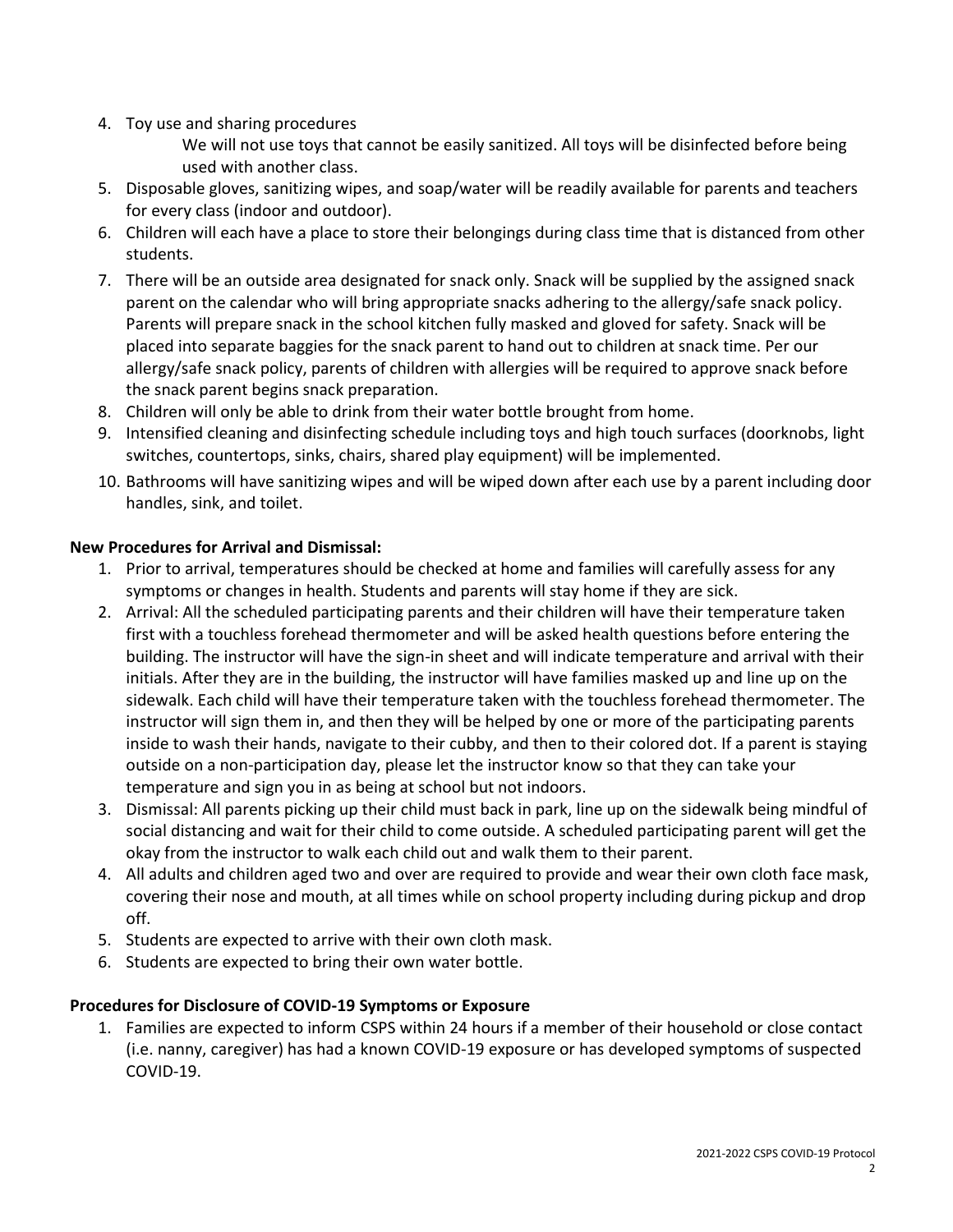4. Toy use and sharing procedures

   We will not use toys that cannot be easily sanitized. All toys will be disinfected before being used with another class.

5. Disposable gloves, sanitizing wipes, and soap/water will be readily available for parents and teachers for every class (indoor and outdoor).
6. Children will each have a place to store their belongings during class time that is distanced from other students.
7. There will be an outside area designated for snack only. Snack will be supplied by the assigned snack parent on the calendar who will bring appropriate snacks adhering to the allergy/safe snack policy. Parents will prepare snack in the school kitchen fully masked and gloved for safety. Snack will be placed into separate baggies for the snack parent to hand out to children at snack time. Per our allergy/safe snack policy, parents of children with allergies will be required to approve snack before the snack parent begins snack preparation.
8. Children will only be able to drink from their water bottle brought from home.
9. Intensified cleaning and disinfecting schedule including toys and high touch surfaces (doorknobs, light switches, countertops, sinks, chairs, shared play equipment) will be implemented.
10. Bathrooms will have sanitizing wipes and will be wiped down after each use by a parent including door handles, sink, and toilet.

**New Procedures for Arrival and Dismissal:**

1. Prior to arrival, temperatures should be checked at home and families will carefully assess for any symptoms or changes in health. Students and parents will stay home if they are sick.
2. Arrival: All the scheduled participating parents and their children will have their temperature taken first with a touchless forehead thermometer and will be asked health questions before entering the building. The instructor will have the sign-in sheet and will indicate temperature and arrival with their initials. After they are in the building, the instructor will have families masked up and line up on the sidewalk. Each child will have their temperature taken with the touchless forehead thermometer. The instructor will sign them in, and then they will be helped by one or more of the participating parents inside to wash their hands, navigate to their cubby, and then to their colored dot. If a parent is staying outside on a non-participation day, please let the instructor know so that they can take your temperature and sign you in as being at school but not indoors.
3. Dismissal: All parents picking up their child must back in park, line up on the sidewalk being mindful of social distancing and wait for their child to come outside. A scheduled participating parent will get the okay from the instructor to walk each child out and walk them to their parent.
4. All adults and children aged two and over are required to provide and wear their own cloth face mask, covering their nose and mouth, at all times while on school property including during pickup and drop off.
5. Students are expected to arrive with their own cloth mask.
6. Students are expected to bring their own water bottle.

**Procedures for Disclosure of COVID-19 Symptoms or Exposure**

1. Families are expected to inform CSPS within 24 hours if a member of their household or close contact (i.e. nanny, caregiver) has had a known COVID-19 exposure or has developed symptoms of suspected COVID-19.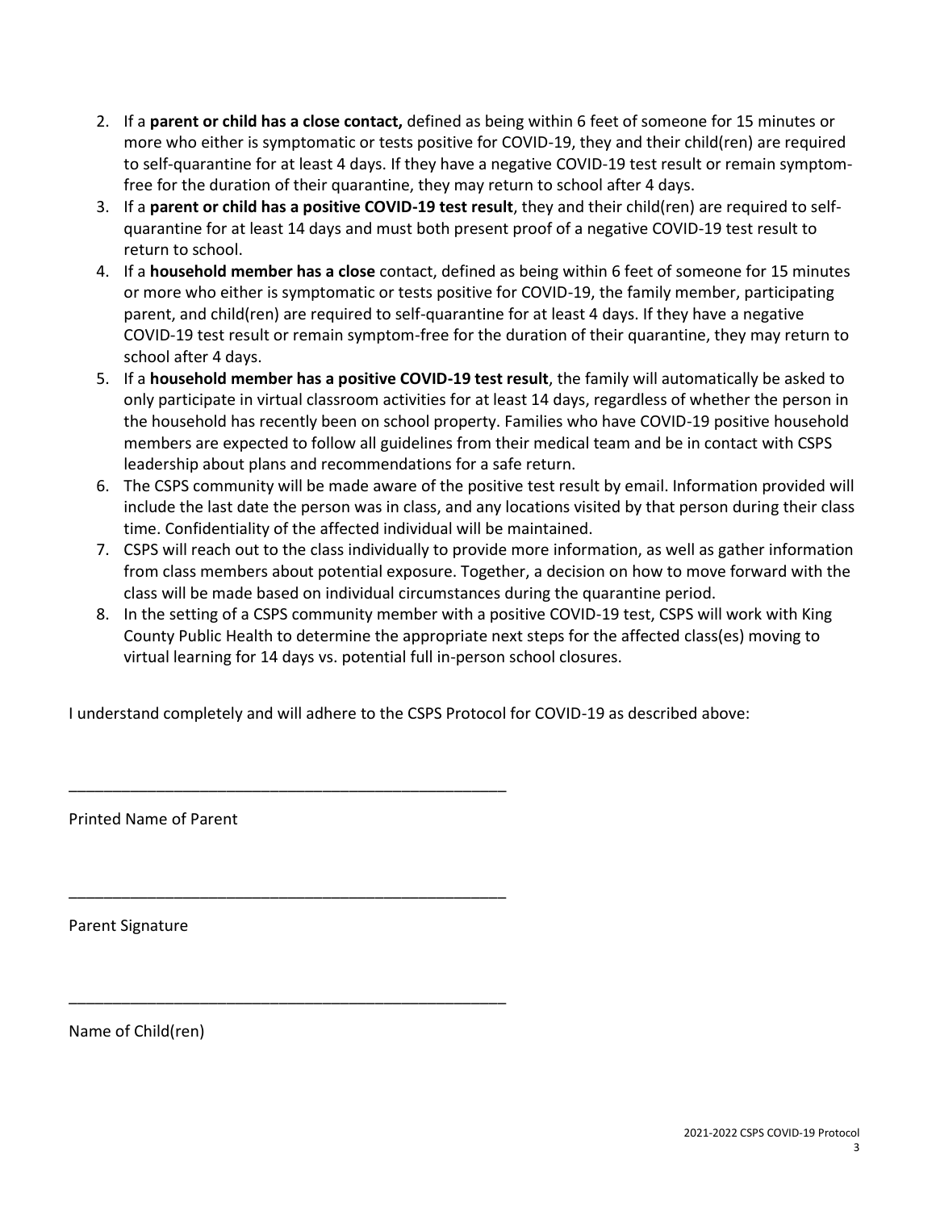2. If a **parent or child has a close contact,** defined as being within 6 feet of someone for 15 minutes or more who either is symptomatic or tests positive for COVID-19, they and their child(ren) are required to self-quarantine for at least 4 days. If they have a negative COVID-19 test result or remain symptom-free for the duration of their quarantine, they may return to school after 4 days.
3. If a **parent or child has a positive COVID-19 test result**, they and their child(ren) are required to self-quarantine for at least 14 days and must both present proof of a negative COVID-19 test result to return to school.
4. If a **household member has a close** contact, defined as being within 6 feet of someone for 15 minutes or more who either is symptomatic or tests positive for COVID-19, the family member, participating parent, and child(ren) are required to self-quarantine for at least 4 days. If they have a negative COVID-19 test result or remain symptom-free for the duration of their quarantine, they may return to school after 4 days.
5. If a **household member has a positive COVID-19 test result**, the family will automatically be asked to only participate in virtual classroom activities for at least 14 days, regardless of whether the person in the household has recently been on school property. Families who have COVID-19 positive household members are expected to follow all guidelines from their medical team and be in contact with CSPS leadership about plans and recommendations for a safe return.
6. The CSPS community will be made aware of the positive test result by email. Information provided will include the last date the person was in class, and any locations visited by that person during their class time. Confidentiality of the affected individual will be maintained.
7. CSPS will reach out to the class individually to provide more information, as well as gather information from class members about potential exposure. Together, a decision on how to move forward with the class will be made based on individual circumstances during the quarantine period.
8. In the setting of a CSPS community member with a positive COVID-19 test, CSPS will work with King County Public Health to determine the appropriate next steps for the affected class(es) moving to virtual learning for 14 days vs. potential full in-person school closures.

I understand completely and will adhere to the CSPS Protocol for COVID-19 as described above:

\_\_\_\_\_\_\_\_\_\_\_\_\_\_\_\_\_\_\_\_\_\_\_\_\_\_\_\_\_\_\_\_\_\_\_\_\_\_\_\_\_\_\_\_\_\_\_\_

Printed Name of Parent

\_\_\_\_\_\_\_\_\_\_\_\_\_\_\_\_\_\_\_\_\_\_\_\_\_\_\_\_\_\_\_\_\_\_\_\_\_\_\_\_\_\_\_\_\_\_\_\_

Parent Signature

\_\_\_\_\_\_\_\_\_\_\_\_\_\_\_\_\_\_\_\_\_\_\_\_\_\_\_\_\_\_\_\_\_\_\_\_\_\_\_\_\_\_\_\_\_\_\_\_

Name of Child(ren)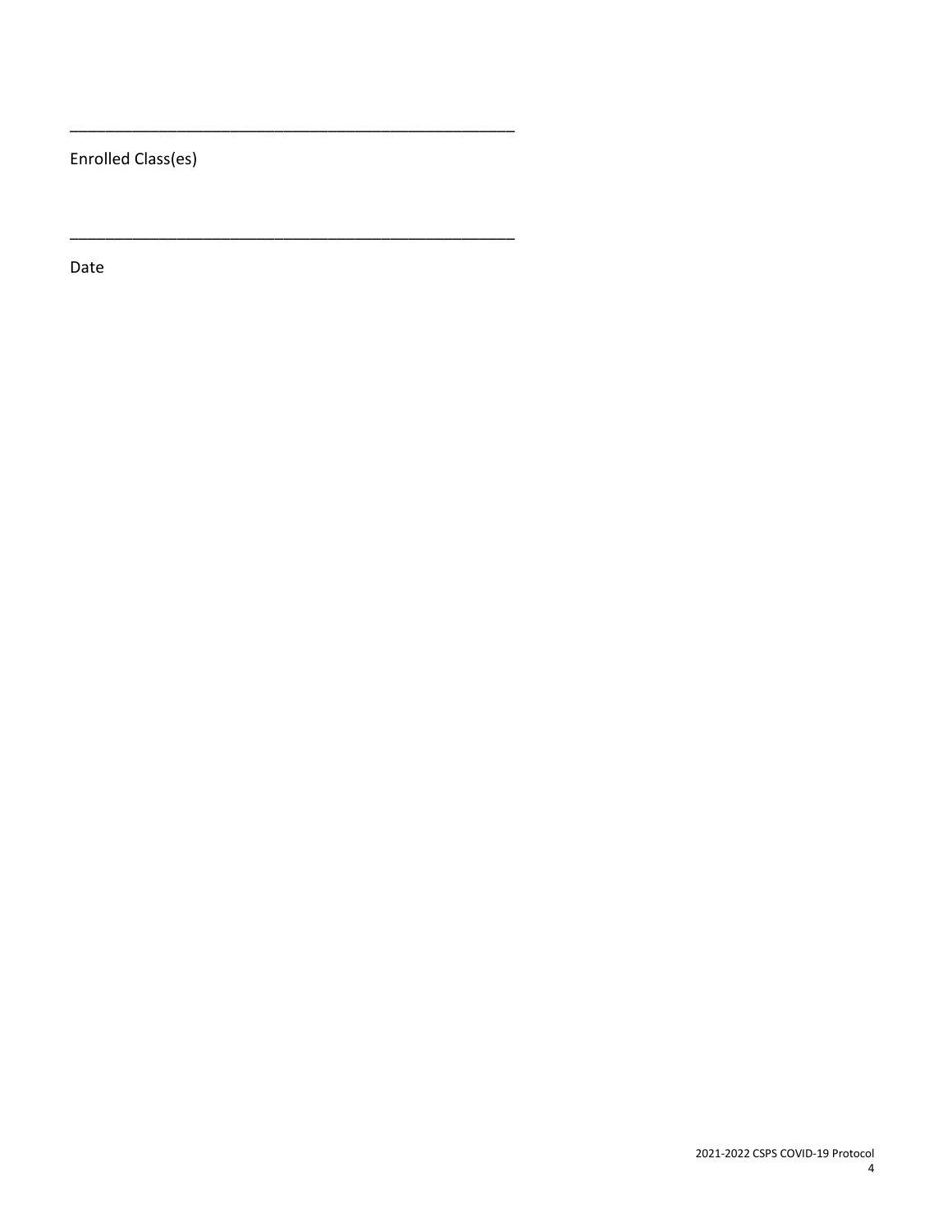\_\_\_\_\_\_\_\_\_\_\_\_\_\_\_\_\_\_\_\_\_\_\_\_\_\_\_\_\_\_\_\_\_\_\_\_\_\_\_\_\_\_\_\_\_\_\_\_\_\_

Enrolled Class(es)

\_\_\_\_\_\_\_\_\_\_\_\_\_\_\_\_\_\_\_\_\_\_\_\_\_\_\_\_\_\_\_\_\_\_\_\_\_\_\_\_\_\_\_\_\_\_\_\_\_\_

Date